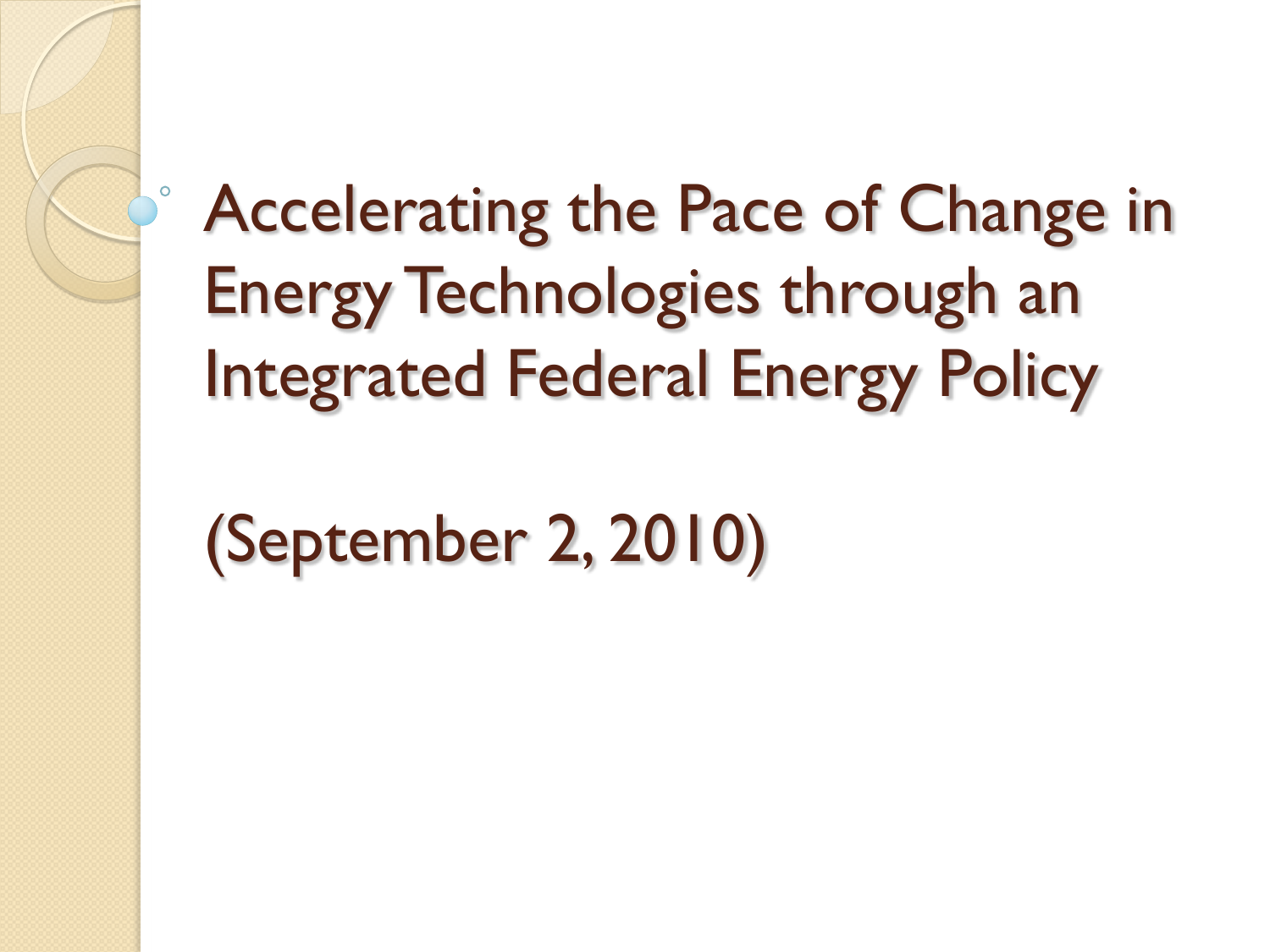# Accelerating the Pace of Change in Energy Technologies through an Integrated Federal Energy Policy

(September 2, 2010)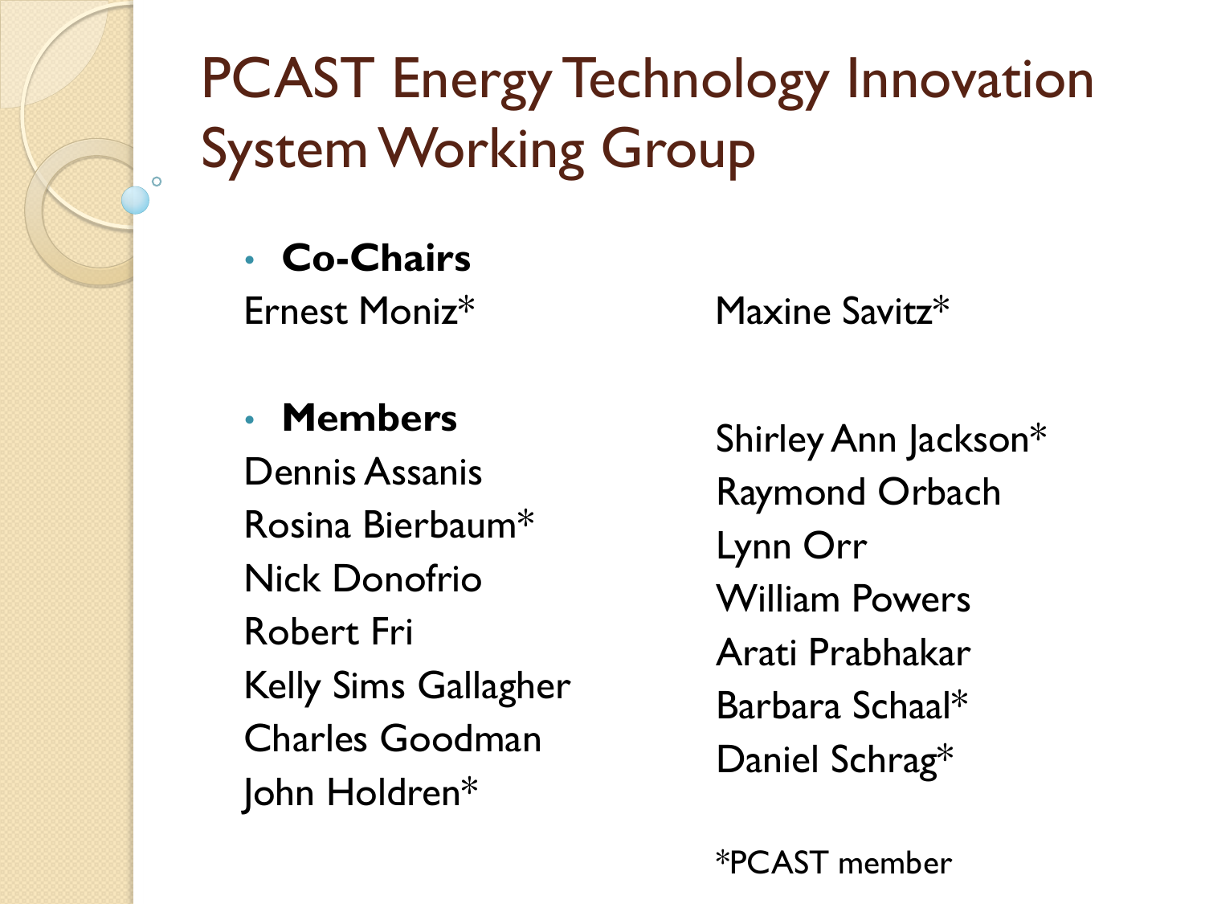# PCAST Energy Technology Innovation System Working Group

- **Co-Chairs**

Ernest Moniz*
Maxine Savitz*

- **Members**

Dennis Assanis
Rosina Bierbaum*
Nick Donofrio
Robert Fri
Kelly Sims Gallagher
Charles Goodman
John Holdren*
Shirley Ann Jackson*
Raymond Orbach
Lynn Orr
William Powers
Arati Prabhakar
Barbara Schaal*
Daniel Schrag*

*PCAST member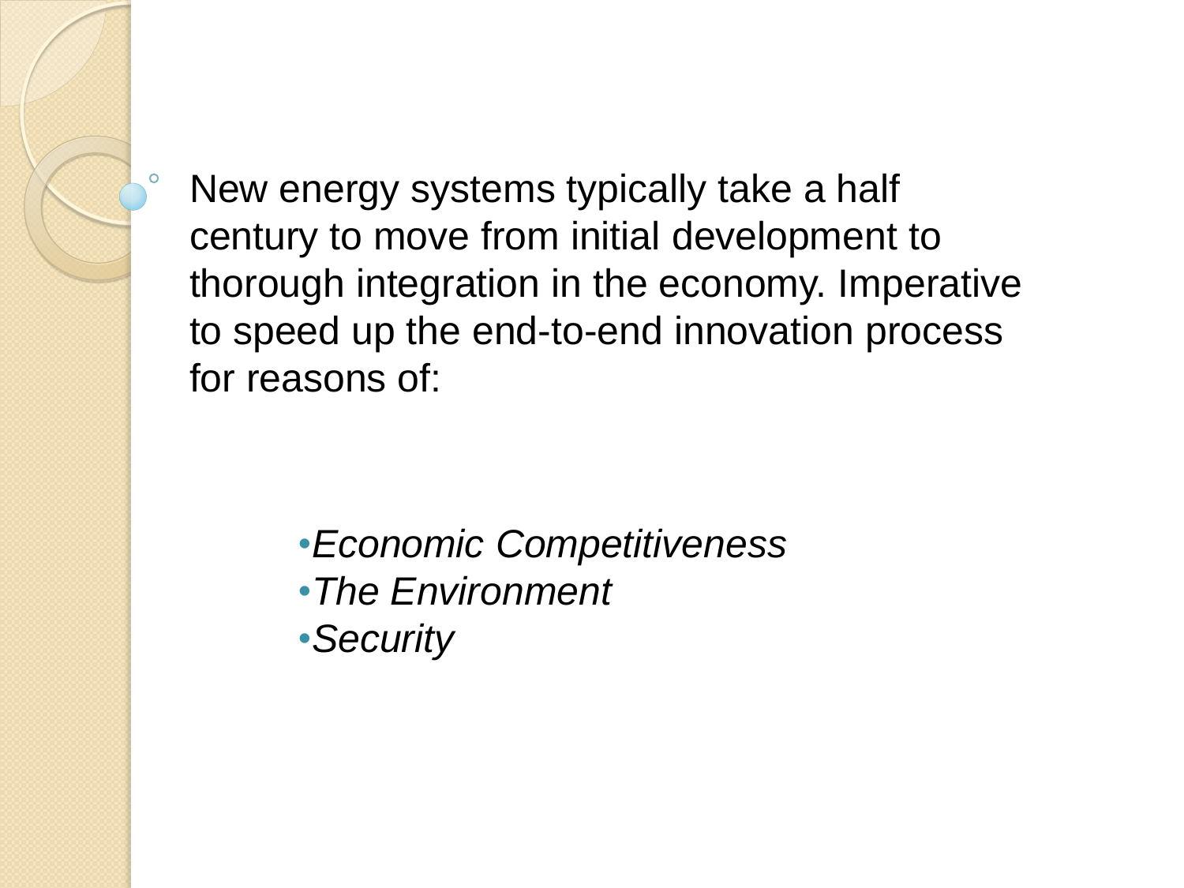- New energy systems typically take a half century to move from initial development to thorough integration in the economy. Imperative to speed up the end-to-end innovation process for reasons of:

  - *Economic Competitiveness*
  - *The Environment*
  - *Security*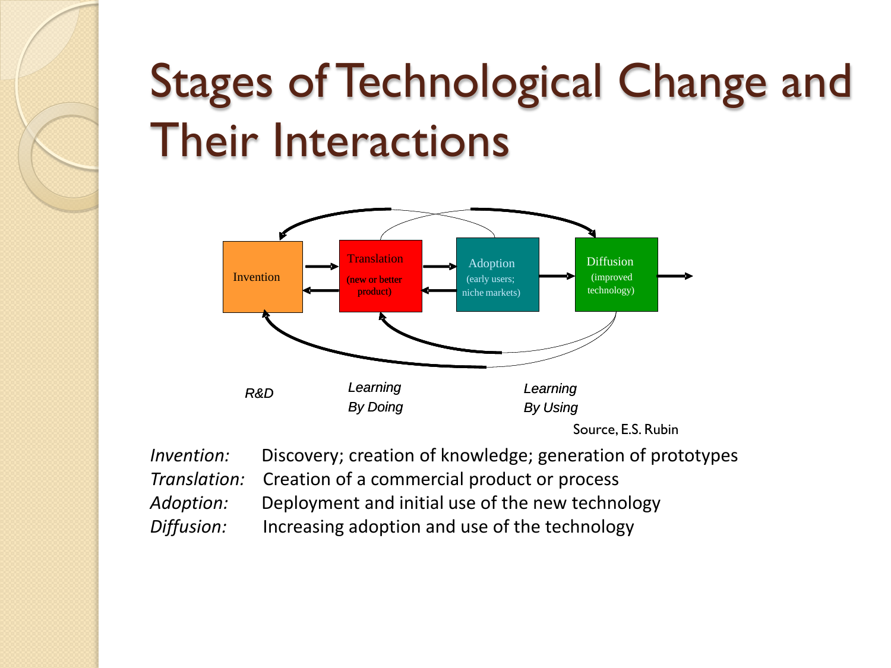# Stages of Technological Change and Their Interactions

Invention → Translation (new or better product) → Adoption (early users; niche markets) → Diffusion (improved technology) →

R&D | Learning By Doing | Learning By Using

Source, E.S. Rubin

*Invention:* Discovery; creation of knowledge; generation of prototypes
*Translation:* Creation of a commercial product or process
*Adoption:* Deployment and initial use of the new technology
*Diffusion:* Increasing adoption and use of the technology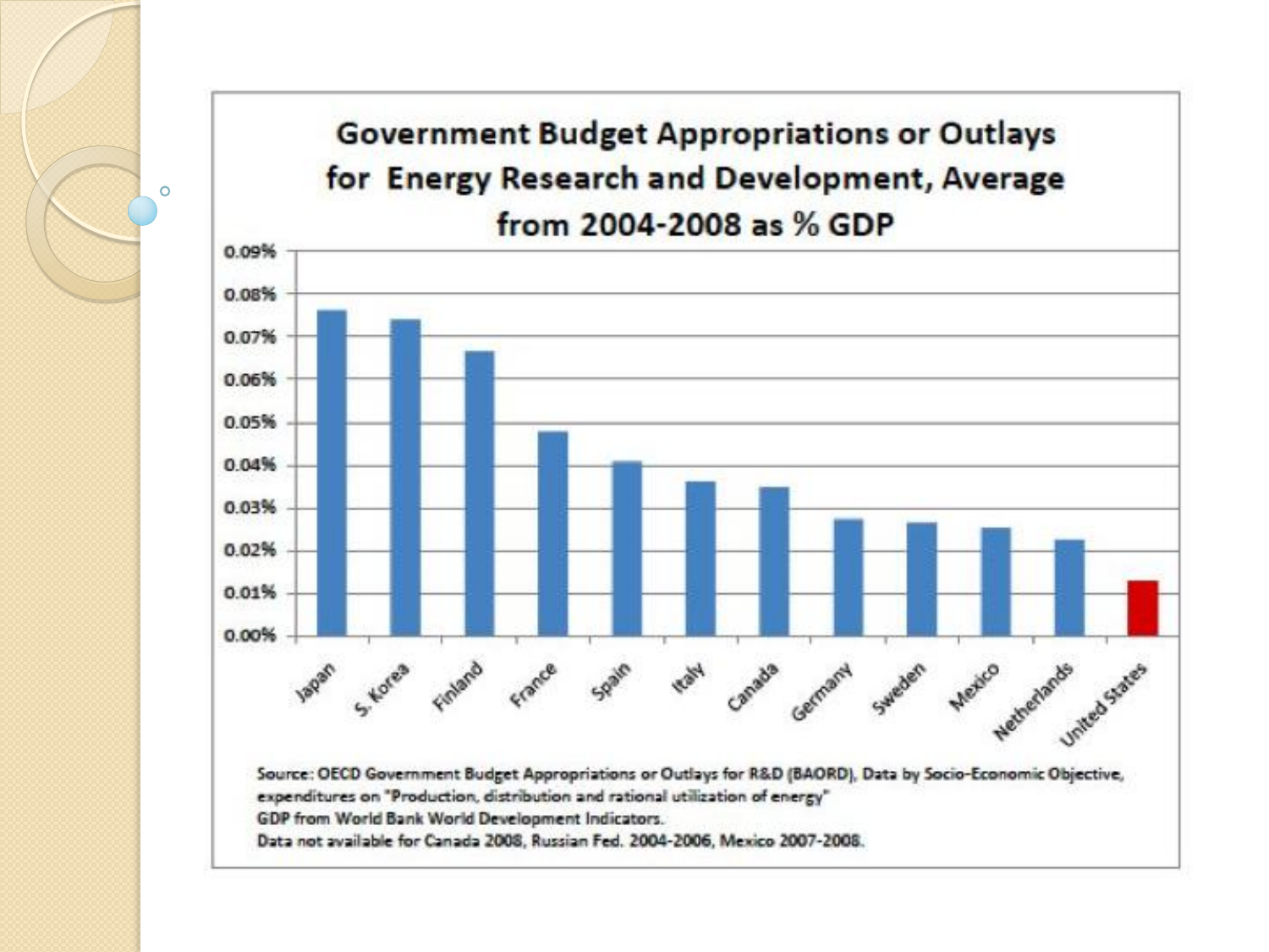## Government Budget Appropriations or Outlays for Energy Research and Development, Average from 2004-2008 as % GDP

| Country | % GDP |
|---|---|
| Japan | 0.076% |
| S. Korea | 0.074% |
| Finland | 0.067% |
| France | 0.048% |
| Spain | 0.041% |
| Italy | 0.036% |
| Canada | 0.035% |
| Germany | 0.027% |
| Sweden | 0.027% |
| Mexico | 0.025% |
| Netherlands | 0.022% |
| United States | 0.013% |

Source: OECD Government Budget Appropriations or Outlays for R&D (BAORD), Data by Socio-Economic Objective, expenditures on "Production, distribution and rational utilization of energy"
GDP from World Bank World Development Indicators.
Data not available for Canada 2008, Russian Fed. 2004-2006, Mexico 2007-2008.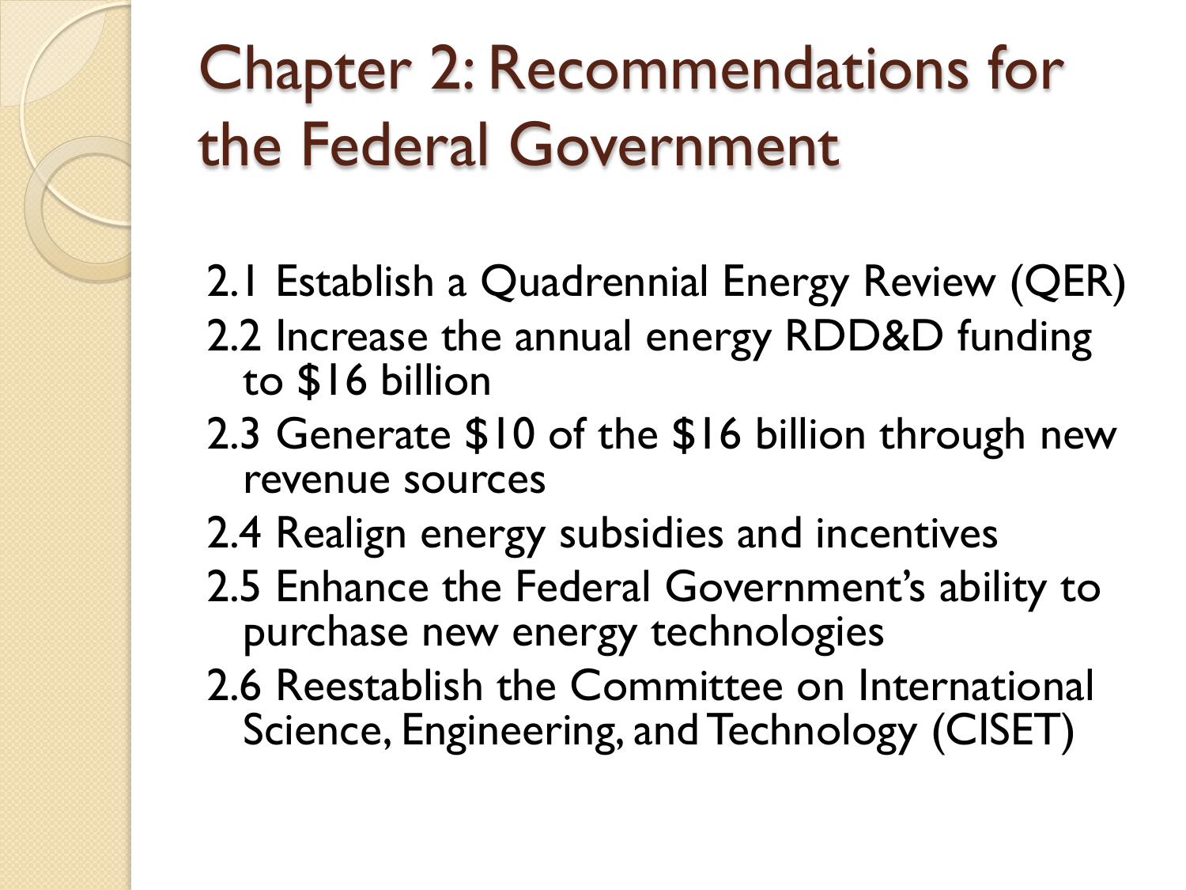# Chapter 2: Recommendations for the Federal Government

2.1 Establish a Quadrennial Energy Review (QER)

2.2 Increase the annual energy RDD&D funding to $16 billion

2.3 Generate $10 of the $16 billion through new revenue sources

2.4 Realign energy subsidies and incentives

2.5 Enhance the Federal Government's ability to purchase new energy technologies

2.6 Reestablish the Committee on International Science, Engineering, and Technology (CISET)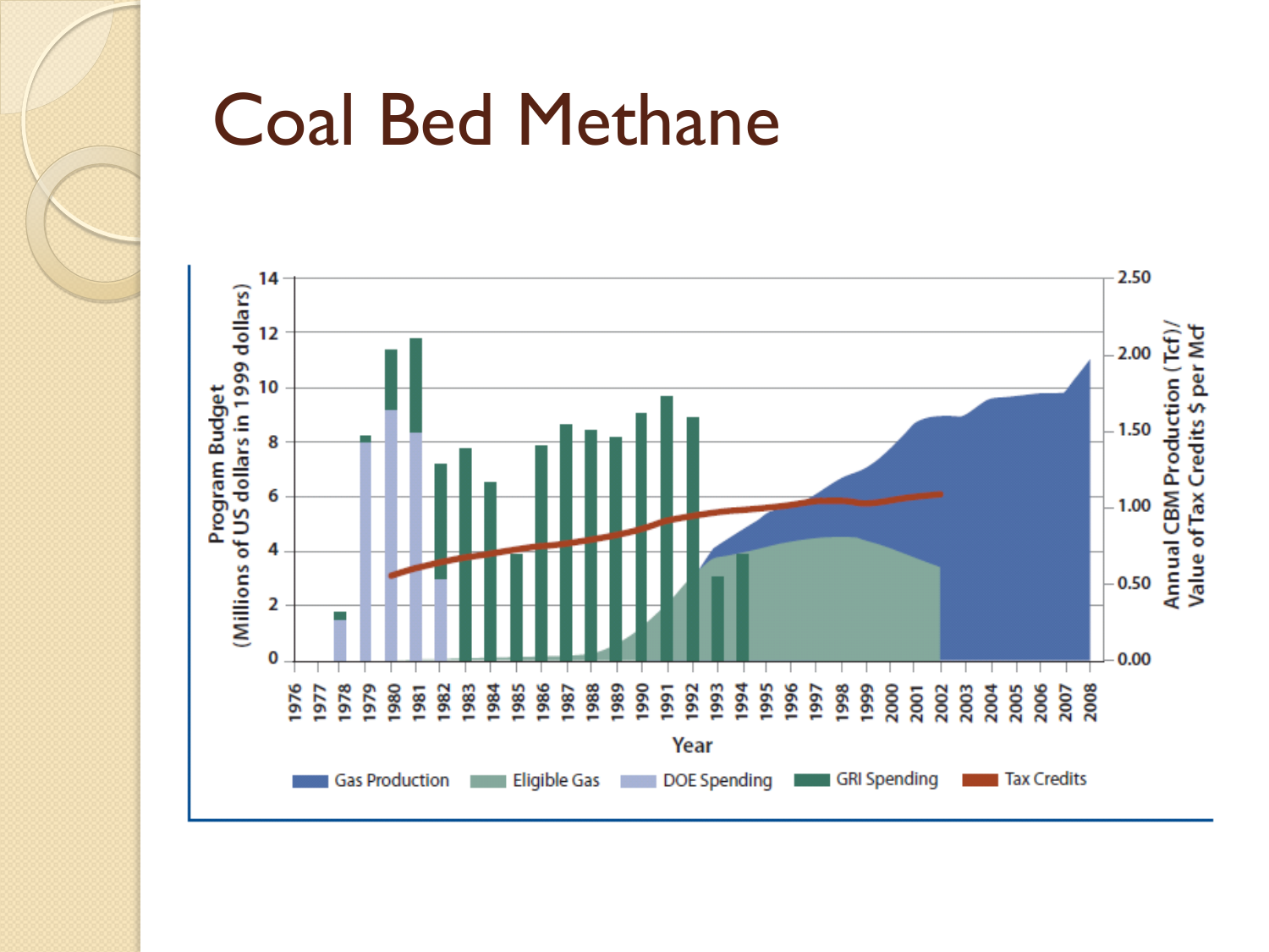# Coal Bed Methane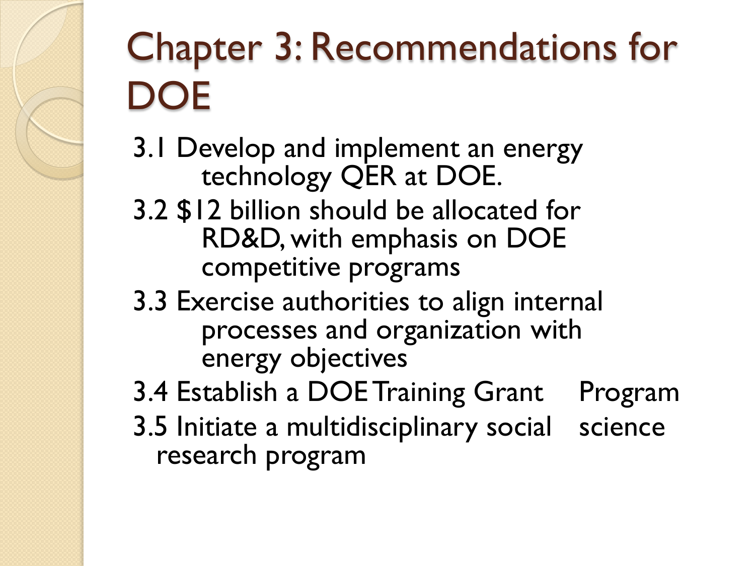# Chapter 3: Recommendations for DOE

3.1 Develop and implement an energy technology QER at DOE.

3.2 $12 billion should be allocated for RD&D, with emphasis on DOE competitive programs

3.3 Exercise authorities to align internal processes and organization with energy objectives

3.4 Establish a DOE Training Grant Program

3.5 Initiate a multidisciplinary social science research program